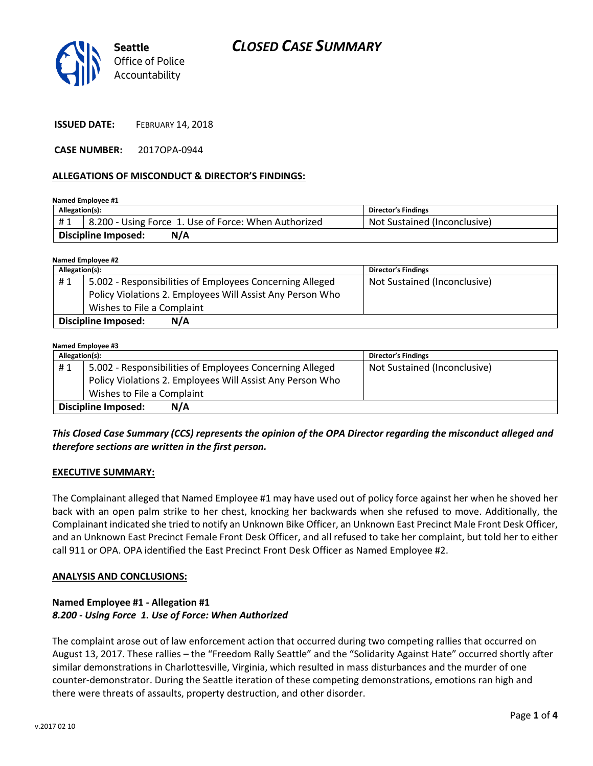# CLOSED CASE SUMMARY

Seattle Office of Police Accountability

**ISSUED DATE:** FEBRUARY 14, 2018

**CASE NUMBER:** 2017OPA-0944

**ALLEGATIONS OF MISCONDUCT & DIRECTOR'S FINDINGS:**

**Named Employee #1**

| Allegation(s): | | Director's Findings |
| --- | --- | --- |
| # 1 | 8.200 - Using Force 1. Use of Force: When Authorized | Not Sustained (Inconclusive) |
| **Discipline Imposed:** | **N/A** | |

**Named Employee #2**

| Allegation(s): | | Director's Findings |
| --- | --- | --- |
| # 1 | 5.002 - Responsibilities of Employees Concerning Alleged Policy Violations 2. Employees Will Assist Any Person Who Wishes to File a Complaint | Not Sustained (Inconclusive) |
| **Discipline Imposed:** | **N/A** | |

**Named Employee #3**

| Allegation(s): | | Director's Findings |
| --- | --- | --- |
| # 1 | 5.002 - Responsibilities of Employees Concerning Alleged Policy Violations 2. Employees Will Assist Any Person Who Wishes to File a Complaint | Not Sustained (Inconclusive) |
| **Discipline Imposed:** | **N/A** | |

***This Closed Case Summary (CCS) represents the opinion of the OPA Director regarding the misconduct alleged and therefore sections are written in the first person.***

**EXECUTIVE SUMMARY:**

The Complainant alleged that Named Employee #1 may have used out of policy force against her when he shoved her back with an open palm strike to her chest, knocking her backwards when she refused to move. Additionally, the Complainant indicated she tried to notify an Unknown Bike Officer, an Unknown East Precinct Male Front Desk Officer, and an Unknown East Precinct Female Front Desk Officer, and all refused to take her complaint, but told her to either call 911 or OPA. OPA identified the East Precinct Front Desk Officer as Named Employee #2.

**ANALYSIS AND CONCLUSIONS:**

**Named Employee #1 - Allegation #1**
***8.200 - Using Force 1. Use of Force: When Authorized***

The complaint arose out of law enforcement action that occurred during two competing rallies that occurred on August 13, 2017. These rallies – the "Freedom Rally Seattle" and the "Solidarity Against Hate" occurred shortly after similar demonstrations in Charlottesville, Virginia, which resulted in mass disturbances and the murder of one counter-demonstrator. During the Seattle iteration of these competing demonstrations, emotions ran high and there were threats of assaults, property destruction, and other disorder.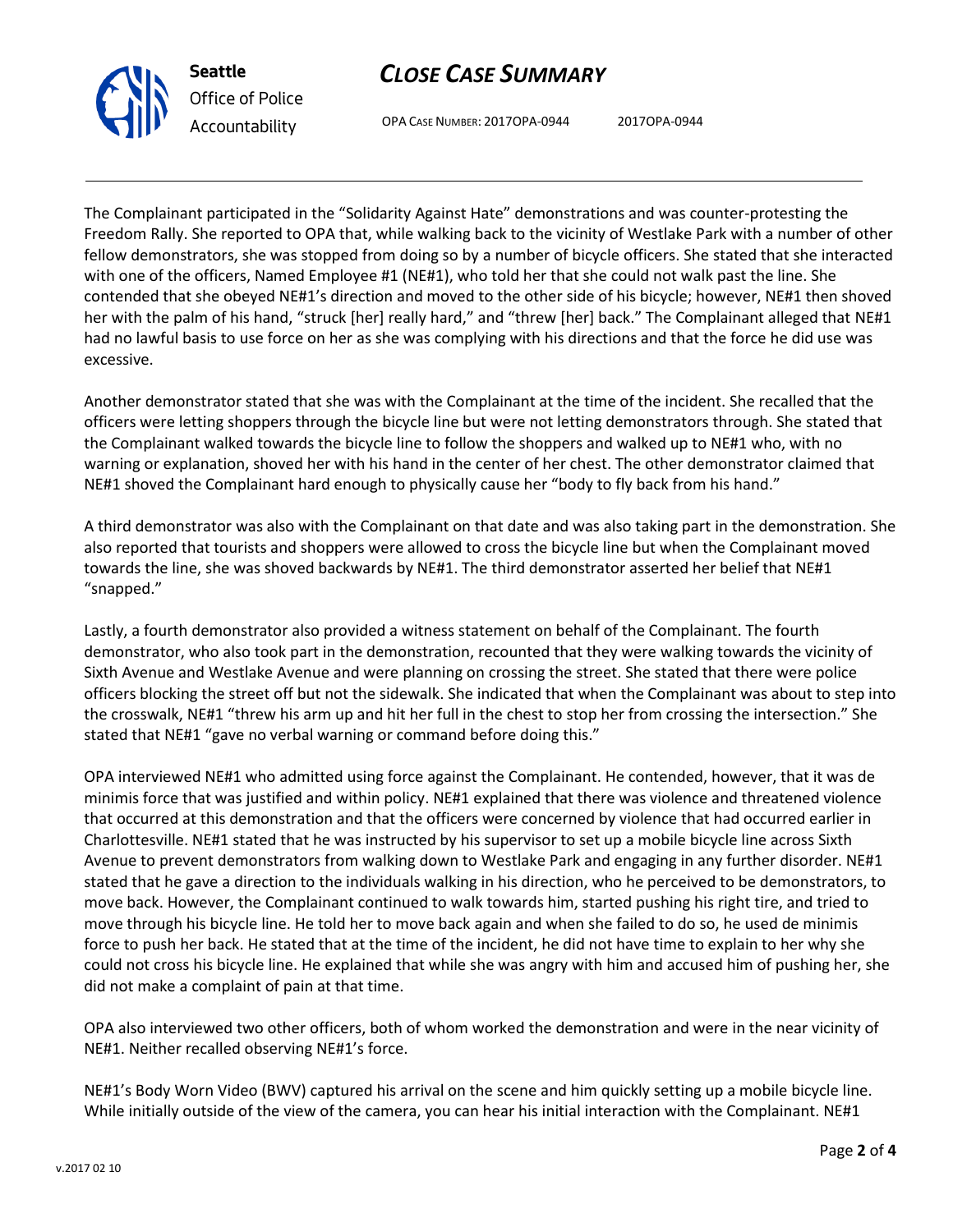The Complainant participated in the "Solidarity Against Hate" demonstrations and was counter-protesting the Freedom Rally. She reported to OPA that, while walking back to the vicinity of Westlake Park with a number of other fellow demonstrators, she was stopped from doing so by a number of bicycle officers. She stated that she interacted with one of the officers, Named Employee #1 (NE#1), who told her that she could not walk past the line. She contended that she obeyed NE#1's direction and moved to the other side of his bicycle; however, NE#1 then shoved her with the palm of his hand, "struck [her] really hard," and "threw [her] back." The Complainant alleged that NE#1 had no lawful basis to use force on her as she was complying with his directions and that the force he did use was excessive.

Another demonstrator stated that she was with the Complainant at the time of the incident. She recalled that the officers were letting shoppers through the bicycle line but were not letting demonstrators through. She stated that the Complainant walked towards the bicycle line to follow the shoppers and walked up to NE#1 who, with no warning or explanation, shoved her with his hand in the center of her chest. The other demonstrator claimed that NE#1 shoved the Complainant hard enough to physically cause her "body to fly back from his hand."

A third demonstrator was also with the Complainant on that date and was also taking part in the demonstration. She also reported that tourists and shoppers were allowed to cross the bicycle line but when the Complainant moved towards the line, she was shoved backwards by NE#1. The third demonstrator asserted her belief that NE#1 "snapped."

Lastly, a fourth demonstrator also provided a witness statement on behalf of the Complainant. The fourth demonstrator, who also took part in the demonstration, recounted that they were walking towards the vicinity of Sixth Avenue and Westlake Avenue and were planning on crossing the street. She stated that there were police officers blocking the street off but not the sidewalk. She indicated that when the Complainant was about to step into the crosswalk, NE#1 "threw his arm up and hit her full in the chest to stop her from crossing the intersection." She stated that NE#1 "gave no verbal warning or command before doing this."

OPA interviewed NE#1 who admitted using force against the Complainant. He contended, however, that it was de minimis force that was justified and within policy. NE#1 explained that there was violence and threatened violence that occurred at this demonstration and that the officers were concerned by violence that had occurred earlier in Charlottesville. NE#1 stated that he was instructed by his supervisor to set up a mobile bicycle line across Sixth Avenue to prevent demonstrators from walking down to Westlake Park and engaging in any further disorder. NE#1 stated that he gave a direction to the individuals walking in his direction, who he perceived to be demonstrators, to move back. However, the Complainant continued to walk towards him, started pushing his right tire, and tried to move through his bicycle line. He told her to move back again and when she failed to do so, he used de minimis force to push her back. He stated that at the time of the incident, he did not have time to explain to her why she could not cross his bicycle line. He explained that while she was angry with him and accused him of pushing her, she did not make a complaint of pain at that time.

OPA also interviewed two other officers, both of whom worked the demonstration and were in the near vicinity of NE#1. Neither recalled observing NE#1's force.

NE#1's Body Worn Video (BWV) captured his arrival on the scene and him quickly setting up a mobile bicycle line. While initially outside of the view of the camera, you can hear his initial interaction with the Complainant. NE#1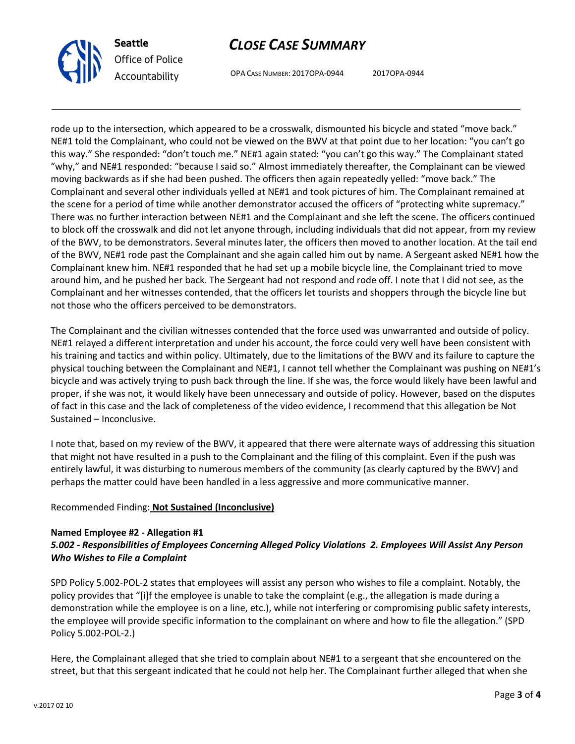rode up to the intersection, which appeared to be a crosswalk, dismounted his bicycle and stated "move back." NE#1 told the Complainant, who could not be viewed on the BWV at that point due to her location: "you can't go this way." She responded: "don't touch me." NE#1 again stated: "you can't go this way." The Complainant stated "why," and NE#1 responded: "because I said so." Almost immediately thereafter, the Complainant can be viewed moving backwards as if she had been pushed. The officers then again repeatedly yelled: "move back." The Complainant and several other individuals yelled at NE#1 and took pictures of him. The Complainant remained at the scene for a period of time while another demonstrator accused the officers of "protecting white supremacy." There was no further interaction between NE#1 and the Complainant and she left the scene. The officers continued to block off the crosswalk and did not let anyone through, including individuals that did not appear, from my review of the BWV, to be demonstrators. Several minutes later, the officers then moved to another location. At the tail end of the BWV, NE#1 rode past the Complainant and she again called him out by name. A Sergeant asked NE#1 how the Complainant knew him. NE#1 responded that he had set up a mobile bicycle line, the Complainant tried to move around him, and he pushed her back. The Sergeant had not respond and rode off. I note that I did not see, as the Complainant and her witnesses contended, that the officers let tourists and shoppers through the bicycle line but not those who the officers perceived to be demonstrators.

The Complainant and the civilian witnesses contended that the force used was unwarranted and outside of policy. NE#1 relayed a different interpretation and under his account, the force could very well have been consistent with his training and tactics and within policy. Ultimately, due to the limitations of the BWV and its failure to capture the physical touching between the Complainant and NE#1, I cannot tell whether the Complainant was pushing on NE#1's bicycle and was actively trying to push back through the line. If she was, the force would likely have been lawful and proper, if she was not, it would likely have been unnecessary and outside of policy. However, based on the disputes of fact in this case and the lack of completeness of the video evidence, I recommend that this allegation be Not Sustained – Inconclusive.

I note that, based on my review of the BWV, it appeared that there were alternate ways of addressing this situation that might not have resulted in a push to the Complainant and the filing of this complaint. Even if the push was entirely lawful, it was disturbing to numerous members of the community (as clearly captured by the BWV) and perhaps the matter could have been handled in a less aggressive and more communicative manner.

Recommended Finding: **Not Sustained (Inconclusive)**

**Named Employee #2 - Allegation #1**
***5.002 - Responsibilities of Employees Concerning Alleged Policy Violations 2. Employees Will Assist Any Person Who Wishes to File a Complaint***

SPD Policy 5.002-POL-2 states that employees will assist any person who wishes to file a complaint. Notably, the policy provides that "[i]f the employee is unable to take the complaint (e.g., the allegation is made during a demonstration while the employee is on a line, etc.), while not interfering or compromising public safety interests, the employee will provide specific information to the complainant on where and how to file the allegation." (SPD Policy 5.002-POL-2.)

Here, the Complainant alleged that she tried to complain about NE#1 to a sergeant that she encountered on the street, but that this sergeant indicated that he could not help her. The Complainant further alleged that when she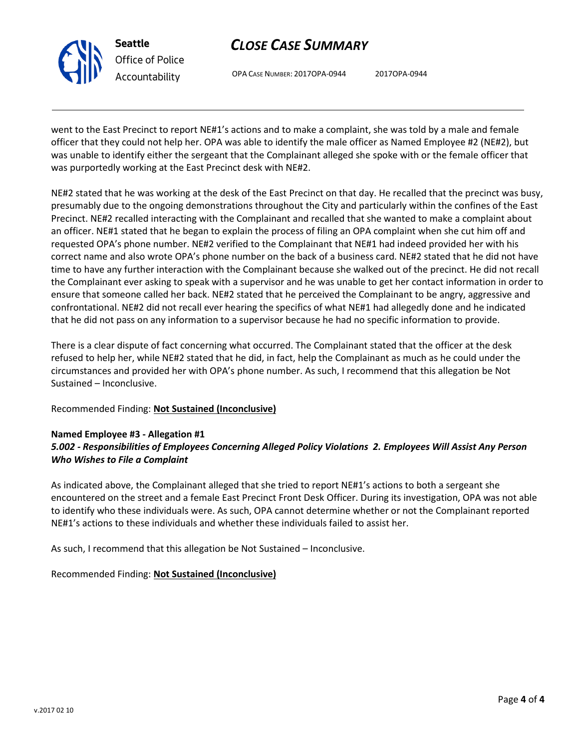went to the East Precinct to report NE#1's actions and to make a complaint, she was told by a male and female officer that they could not help her. OPA was able to identify the male officer as Named Employee #2 (NE#2), but was unable to identify either the sergeant that the Complainant alleged she spoke with or the female officer that was purportedly working at the East Precinct desk with NE#2.

NE#2 stated that he was working at the desk of the East Precinct on that day. He recalled that the precinct was busy, presumably due to the ongoing demonstrations throughout the City and particularly within the confines of the East Precinct. NE#2 recalled interacting with the Complainant and recalled that she wanted to make a complaint about an officer. NE#1 stated that he began to explain the process of filing an OPA complaint when she cut him off and requested OPA's phone number. NE#2 verified to the Complainant that NE#1 had indeed provided her with his correct name and also wrote OPA's phone number on the back of a business card. NE#2 stated that he did not have time to have any further interaction with the Complainant because she walked out of the precinct. He did not recall the Complainant ever asking to speak with a supervisor and he was unable to get her contact information in order to ensure that someone called her back. NE#2 stated that he perceived the Complainant to be angry, aggressive and confrontational. NE#2 did not recall ever hearing the specifics of what NE#1 had allegedly done and he indicated that he did not pass on any information to a supervisor because he had no specific information to provide.

There is a clear dispute of fact concerning what occurred. The Complainant stated that the officer at the desk refused to help her, while NE#2 stated that he did, in fact, help the Complainant as much as he could under the circumstances and provided her with OPA's phone number. As such, I recommend that this allegation be Not Sustained – Inconclusive.

Recommended Finding: **Not Sustained (Inconclusive)**

**Named Employee #3 - Allegation #1**
***5.002 - Responsibilities of Employees Concerning Alleged Policy Violations 2. Employees Will Assist Any Person Who Wishes to File a Complaint***

As indicated above, the Complainant alleged that she tried to report NE#1's actions to both a sergeant she encountered on the street and a female East Precinct Front Desk Officer. During its investigation, OPA was not able to identify who these individuals were. As such, OPA cannot determine whether or not the Complainant reported NE#1's actions to these individuals and whether these individuals failed to assist her.

As such, I recommend that this allegation be Not Sustained – Inconclusive.

Recommended Finding: **Not Sustained (Inconclusive)**